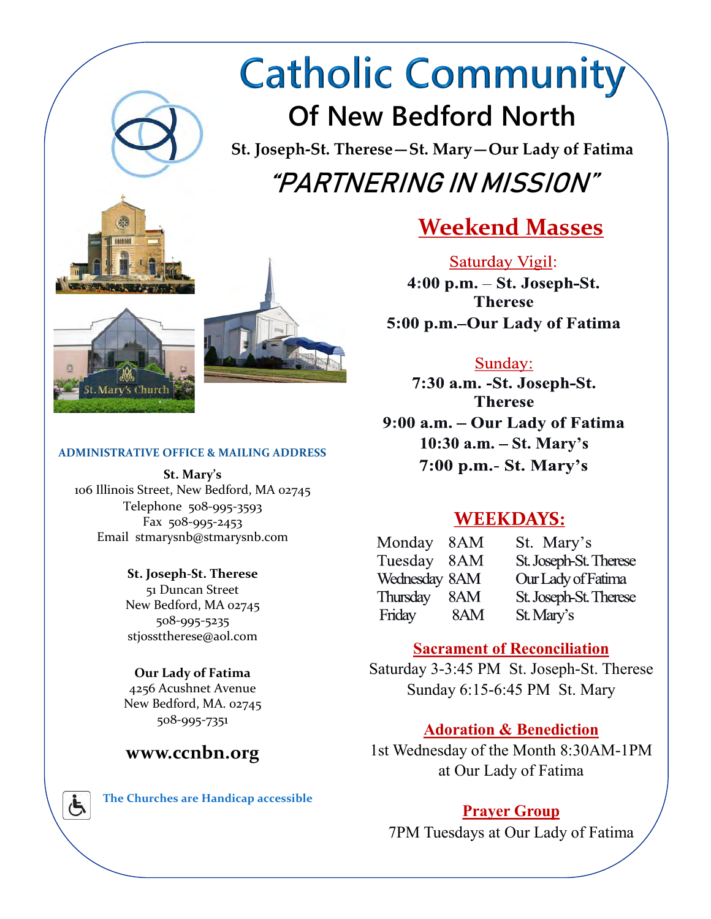# Catholic Community

## Of New Bedford North

**St. Joseph-St. Therese—St. Mary—Our Lady of Fatima**

## *"PARTNERING IN MISSION"*

St. Mary's Church

## Weekend Masses

Saturday Vigil:

**4:00 p.m. – St. Joseph-St. Therese**

**5:00 p.m.–Our Lady of Fatima**

Sunday:

**7:30 a.m. -St. Joseph-St. Therese**

**9:00 a.m. – Our Lady of Fatima**

**10:30 a.m. – St. Mary's**

**7:00 p.m.- St. Mary's**

## WEEKDAYS:

| | | |
|---|---|---|
| Monday | 8AM | St. Mary's |
| Tuesday | 8AM | St. Joseph-St. Therese |
| Wednesday | 8AM | Our Lady of Fatima |
| Thursday | 8AM | St. Joseph-St. Therese |
| Friday | 8AM | St. Mary's |

### Sacrament of Reconciliation

Saturday 3-3:45 PM St. Joseph-St. Therese
Sunday 6:15-6:45 PM St. Mary

### Adoration & Benediction

1st Wednesday of the Month 8:30AM-1PM at Our Lady of Fatima

### Prayer Group

7PM Tuesdays at Our Lady of Fatima

### ADMINISTRATIVE OFFICE & MAILING ADDRESS

**St. Mary's**
106 Illinois Street, New Bedford, MA 02745
Telephone 508-995-3593
Fax 508-995-2453
Email stmarysnb@stmarysnb.com

**St. Joseph-St. Therese**
51 Duncan Street
New Bedford, MA 02745
508-995-5235
stjosstherese@aol.com

**Our Lady of Fatima**
4256 Acushnet Avenue
New Bedford, MA. 02745
508-995-7351

**www.ccnbn.org**

The Churches are Handicap accessible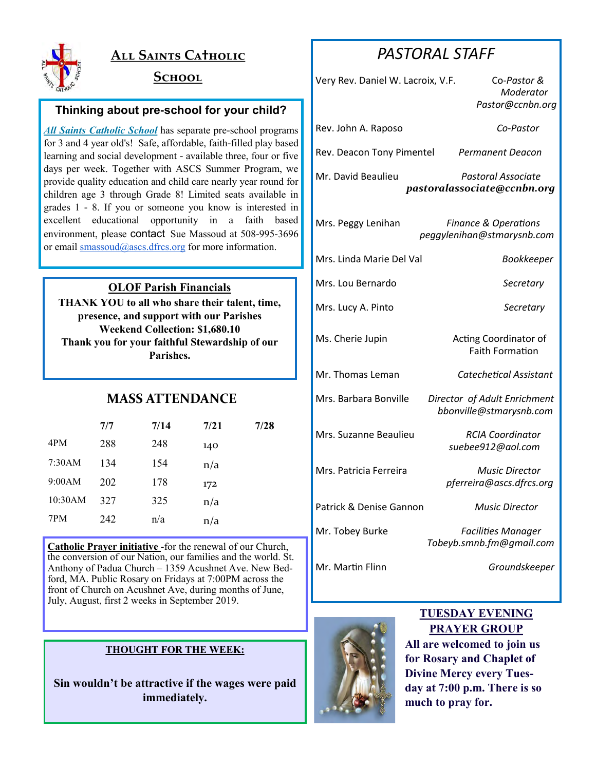## All Saints Catholic School

### Thinking about pre-school for your child?

*All Saints Catholic School* has separate pre-school programs for 3 and 4 year old's! Safe, affordable, faith-filled play based learning and social development - available three, four or five days per week. Together with ASCS Summer Program, we provide quality education and child care nearly year round for children age 3 through Grade 8! Limited seats available in grades 1 - 8. If you or someone you know is interested in excellent educational opportunity in a faith based environment, please contact Sue Massoud at 508-995-3696 or email smassoud@ascs.dfrcs.org for more information.

### OLOF Parish Financials

**THANK YOU to all who share their talent, time, presence, and support with our Parishes**
**Weekend Collection: $1,680.10**
**Thank you for your faithful Stewardship of our Parishes.**

## MASS ATTENDANCE

| | 7/7 | 7/14 | 7/21 | 7/28 |
|---|---|---|---|---|
| 4PM | 288 | 248 | 140 | |
| 7:30AM | 134 | 154 | n/a | |
| 9:00AM | 202 | 178 | 172 | |
| 10:30AM | 327 | 325 | n/a | |
| 7PM | 242 | n/a | n/a | |

**Catholic Prayer initiative** -for the renewal of our Church, the conversion of our Nation, our families and the world. St. Anthony of Padua Church – 1359 Acushnet Ave. New Bedford, MA. Public Rosary on Fridays at 7:00PM across the front of Church on Acushnet Ave, during months of June, July, August, first 2 weeks in September 2019.

### THOUGHT FOR THE WEEK:

**Sin wouldn't be attractive if the wages were paid immediately.**

## PASTORAL STAFF

| Name | Position |
|---|---|
| Very Rev. Daniel W. Lacroix, V.F. | *Co-Pastor & Moderator* *Pastor@ccnbn.org* |
| Rev. John A. Raposo | *Co-Pastor* |
| Rev. Deacon Tony Pimentel | *Permanent Deacon* |
| Mr. David Beaulieu | *Pastoral Associate* ***pastoralassociate@ccnbn.org*** |
| Mrs. Peggy Lenihan | *Finance & Operations* *peggylenihan@stmarysnb.com* |
| Mrs. Linda Marie Del Val | *Bookkeeper* |
| Mrs. Lou Bernardo | *Secretary* |
| Mrs. Lucy A. Pinto | *Secretary* |
| Ms. Cherie Jupin | Acting Coordinator of Faith Formation |
| Mr. Thomas Leman | *Catechetical Assistant* |
| Mrs. Barbara Bonville | *Director of Adult Enrichment* *bbonville@stmarysnb.com* |
| Mrs. Suzanne Beaulieu | *RCIA Coordinator* *suebee912@aol.com* |
| Mrs. Patricia Ferreira | *Music Director* *pferreira@ascs.dfrcs.org* |
| Patrick & Denise Gannon | *Music Director* |
| Mr. Tobey Burke | *Facilities Manager* *Tobeyb.smnb.fm@gmail.com* |
| Mr. Martin Flinn | *Groundskeeper* |

### TUESDAY EVENING PRAYER GROUP

**All are welcomed to join us for Rosary and Chaplet of Divine Mercy every Tuesday at 7:00 p.m. There is so much to pray for.**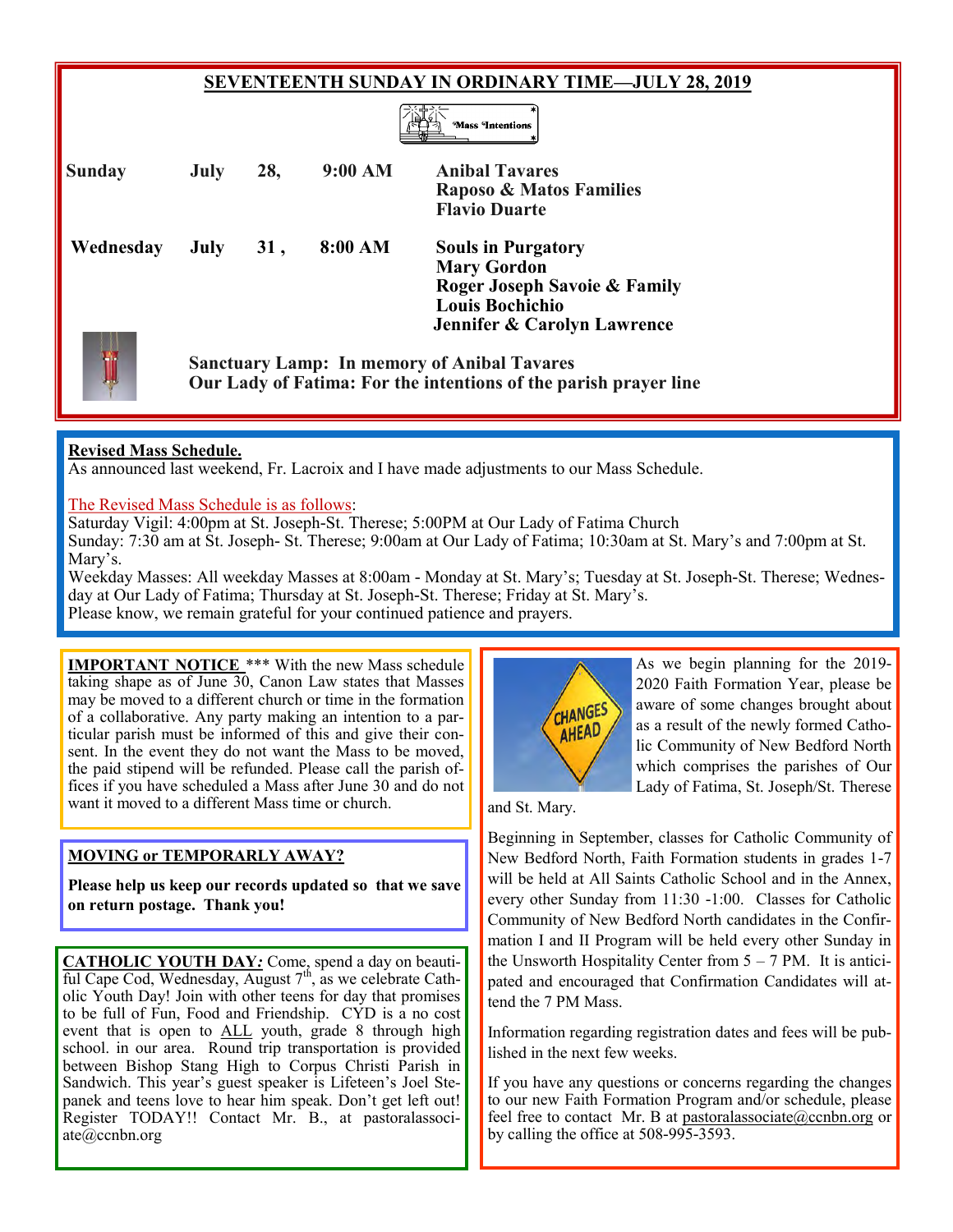## SEVENTEENTH SUNDAY IN ORDINARY TIME—JULY 28, 2019

Mass Intentions

| | | | | |
|---|---|---|---|---|
| **Sunday** | **July** | **28,** | **9:00 AM** | **Anibal Tavares**<br>**Raposo & Matos Families**<br>**Flavio Duarte** |
| **Wednesday** | **July** | **31 ,** | **8:00 AM** | **Souls in Purgatory**<br>**Mary Gordon**<br>**Roger Joseph Savoie & Family**<br>**Louis Bochichio**<br>**Jennifer & Carolyn Lawrence** |

**Sanctuary Lamp: In memory of Anibal Tavares**
**Our Lady of Fatima: For the intentions of the parish prayer line**

**Revised Mass Schedule.**
As announced last weekend, Fr. Lacroix and I have made adjustments to our Mass Schedule.

The Revised Mass Schedule is as follows:
Saturday Vigil: 4:00pm at St. Joseph-St. Therese; 5:00PM at Our Lady of Fatima Church
Sunday: 7:30 am at St. Joseph- St. Therese; 9:00am at Our Lady of Fatima; 10:30am at St. Mary's and 7:00pm at St. Mary's.
Weekday Masses: All weekday Masses at 8:00am - Monday at St. Mary's; Tuesday at St. Joseph-St. Therese; Wednesday at Our Lady of Fatima; Thursday at St. Joseph-St. Therese; Friday at St. Mary's.
Please know, we remain grateful for your continued patience and prayers.

**IMPORTANT NOTICE** *** With the new Mass schedule taking shape as of June 30, Canon Law states that Masses may be moved to a different church or time in the formation of a collaborative. Any party making an intention to a particular parish must be informed of this and give their consent. In the event they do not want the Mass to be moved, the paid stipend will be refunded. Please call the parish offices if you have scheduled a Mass after June 30 and do not want it moved to a different Mass time or church.

**MOVING or TEMPORARLY AWAY?**

**Please help us keep our records updated so that we save on return postage. Thank you!**

**CATHOLIC YOUTH DAY*:*** Come, spend a day on beautiful Cape Cod, Wednesday, August 7th, as we celebrate Catholic Youth Day! Join with other teens for day that promises to be full of Fun, Food and Friendship. CYD is a no cost event that is open to ALL youth, grade 8 through high school. in our area. Round trip transportation is provided between Bishop Stang High to Corpus Christi Parish in Sandwich. This year's guest speaker is Lifeteen's Joel Stepanek and teens love to hear him speak. Don't get left out! Register TODAY!! Contact Mr. B., at pastoralassociate@ccnbn.org

As we begin planning for the 2019-2020 Faith Formation Year, please be aware of some changes brought about as a result of the newly formed Catholic Community of New Bedford North which comprises the parishes of Our Lady of Fatima, St. Joseph/St. Therese and St. Mary.

Beginning in September, classes for Catholic Community of New Bedford North, Faith Formation students in grades 1-7 will be held at All Saints Catholic School and in the Annex, every other Sunday from 11:30 -1:00. Classes for Catholic Community of New Bedford North candidates in the Confirmation I and II Program will be held every other Sunday in the Unsworth Hospitality Center from 5 – 7 PM. It is anticipated and encouraged that Confirmation Candidates will attend the 7 PM Mass.

Information regarding registration dates and fees will be published in the next few weeks.

If you have any questions or concerns regarding the changes to our new Faith Formation Program and/or schedule, please feel free to contact Mr. B at pastoralassociate@ccnbn.org or by calling the office at 508-995-3593.